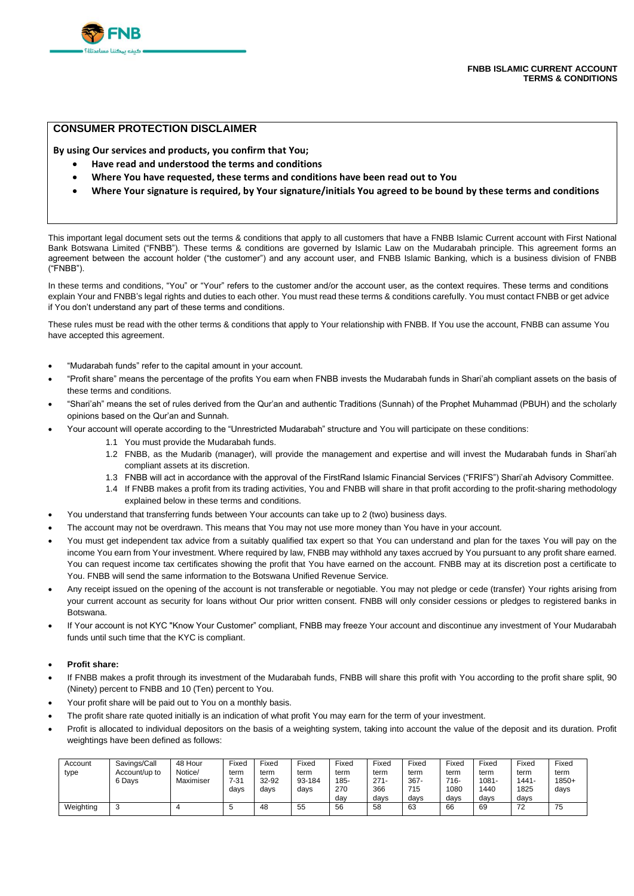**FNBB ISLAMIC CURRENT ACCOUNT TERMS & CONDITIONS**

## CONSUMER PROTECTION DISCLAIMER

**By using Our services and products, you confirm that You;**

- **Have read and understood the terms and conditions**
- **Where You have requested, these terms and conditions have been read out to You**
- **Where Your signature is required, by Your signature/initials You agreed to be bound by these terms and conditions**

This important legal document sets out the terms & conditions that apply to all customers that have a FNBB Islamic Current account with First National Bank Botswana Limited ("FNBB"). These terms & conditions are governed by Islamic Law on the Mudarabah principle. This agreement forms an agreement between the account holder ("the customer") and any account user, and FNBB Islamic Banking, which is a business division of FNBB ("FNBB").

In these terms and conditions, "You" or "Your" refers to the customer and/or the account user, as the context requires. These terms and conditions explain Your and FNBB's legal rights and duties to each other. You must read these terms & conditions carefully. You must contact FNBB or get advice if You don't understand any part of these terms and conditions.

These rules must be read with the other terms & conditions that apply to Your relationship with FNBB. If You use the account, FNBB can assume You have accepted this agreement.

- "Mudarabah funds" refer to the capital amount in your account.
- "Profit share" means the percentage of the profits You earn when FNBB invests the Mudarabah funds in Shari'ah compliant assets on the basis of these terms and conditions.
- "Shari'ah" means the set of rules derived from the Qur'an and authentic Traditions (Sunnah) of the Prophet Muhammad (PBUH) and the scholarly opinions based on the Qur'an and Sunnah.
- Your account will operate according to the "Unrestricted Mudarabah" structure and You will participate on these conditions:
  - 1.1 You must provide the Mudarabah funds.
  - 1.2 FNBB, as the Mudarib (manager), will provide the management and expertise and will invest the Mudarabah funds in Shari'ah compliant assets at its discretion.
  - 1.3 FNBB will act in accordance with the approval of the FirstRand Islamic Financial Services ("FRIFS") Shari'ah Advisory Committee.
  - 1.4 If FNBB makes a profit from its trading activities, You and FNBB will share in that profit according to the profit-sharing methodology explained below in these terms and conditions.
- You understand that transferring funds between Your accounts can take up to 2 (two) business days.
- The account may not be overdrawn. This means that You may not use more money than You have in your account.
- You must get independent tax advice from a suitably qualified tax expert so that You can understand and plan for the taxes You will pay on the income You earn from Your investment. Where required by law, FNBB may withhold any taxes accrued by You pursuant to any profit share earned. You can request income tax certificates showing the profit that You have earned on the account. FNBB may at its discretion post a certificate to You. FNBB will send the same information to the Botswana Unified Revenue Service.
- Any receipt issued on the opening of the account is not transferable or negotiable. You may not pledge or cede (transfer) Your rights arising from your current account as security for loans without Our prior written consent. FNBB will only consider cessions or pledges to registered banks in Botswana.
- If Your account is not KYC "Know Your Customer" compliant, FNBB may freeze Your account and discontinue any investment of Your Mudarabah funds until such time that the KYC is compliant.

- **Profit share:**
- If FNBB makes a profit through its investment of the Mudarabah funds, FNBB will share this profit with You according to the profit share split, 90 (Ninety) percent to FNBB and 10 (Ten) percent to You.
- Your profit share will be paid out to You on a monthly basis.
- The profit share rate quoted initially is an indication of what profit You may earn for the term of your investment.
- Profit is allocated to individual depositors on the basis of a weighting system, taking into account the value of the deposit and its duration. Profit weightings have been defined as follows:

| Account type | Savings/Call Account/up to 6 Days | 48 Hour Notice/ Maximiser | Fixed term 7-31 days | Fixed term 32-92 days | Fixed term 93-184 days | Fixed term 185-270 day | Fixed term 271-366 days | Fixed term 367-715 days | Fixed term 716-1080 days | Fixed term 1081-1440 days | Fixed term 1441-1825 days | Fixed term 1850+ days |
|---|---|---|---|---|---|---|---|---|---|---|---|---|
| Weighting | 3 | 4 | 5 | 48 | 55 | 56 | 58 | 63 | 66 | 69 | 72 | 75 |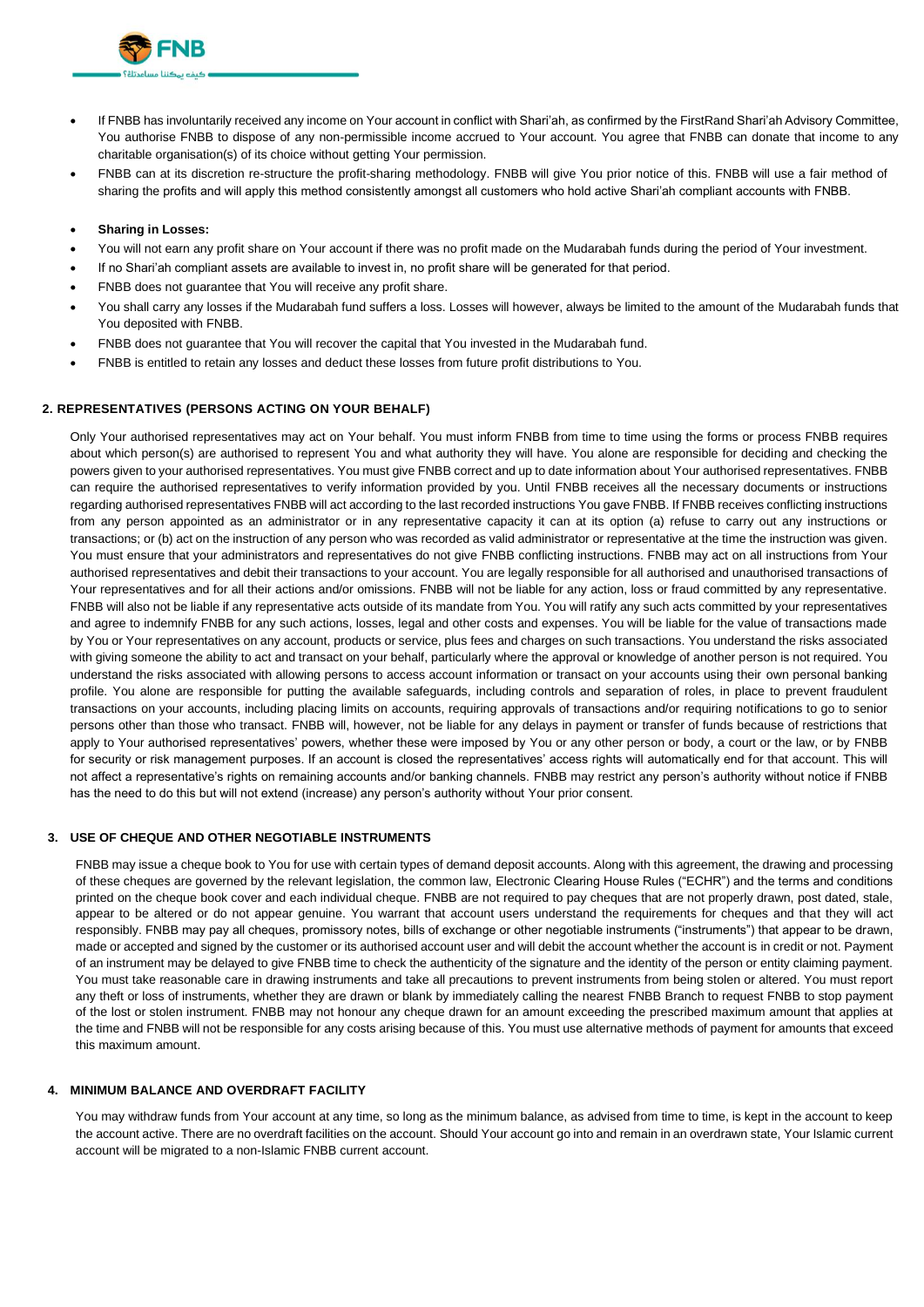- If FNBB has involuntarily received any income on Your account in conflict with Shari'ah, as confirmed by the FirstRand Shari'ah Advisory Committee, You authorise FNBB to dispose of any non-permissible income accrued to Your account. You agree that FNBB can donate that income to any charitable organisation(s) of its choice without getting Your permission.
- FNBB can at its discretion re-structure the profit-sharing methodology. FNBB will give You prior notice of this. FNBB will use a fair method of sharing the profits and will apply this method consistently amongst all customers who hold active Shari'ah compliant accounts with FNBB.

- **Sharing in Losses:**
- You will not earn any profit share on Your account if there was no profit made on the Mudarabah funds during the period of Your investment.
- If no Shari'ah compliant assets are available to invest in, no profit share will be generated for that period.
- FNBB does not guarantee that You will receive any profit share.
- You shall carry any losses if the Mudarabah fund suffers a loss. Losses will however, always be limited to the amount of the Mudarabah funds that You deposited with FNBB.
- FNBB does not guarantee that You will recover the capital that You invested in the Mudarabah fund.
- FNBB is entitled to retain any losses and deduct these losses from future profit distributions to You.

## 2. REPRESENTATIVES (PERSONS ACTING ON YOUR BEHALF)

Only Your authorised representatives may act on Your behalf. You must inform FNBB from time to time using the forms or process FNBB requires about which person(s) are authorised to represent You and what authority they will have. You alone are responsible for deciding and checking the powers given to your authorised representatives. You must give FNBB correct and up to date information about Your authorised representatives. FNBB can require the authorised representatives to verify information provided by you. Until FNBB receives all the necessary documents or instructions regarding authorised representatives FNBB will act according to the last recorded instructions You gave FNBB. If FNBB receives conflicting instructions from any person appointed as an administrator or in any representative capacity it can at its option (a) refuse to carry out any instructions or transactions; or (b) act on the instruction of any person who was recorded as valid administrator or representative at the time the instruction was given. You must ensure that your administrators and representatives do not give FNBB conflicting instructions. FNBB may act on all instructions from Your authorised representatives and debit their transactions to your account. You are legally responsible for all authorised and unauthorised transactions of Your representatives and for all their actions and/or omissions. FNBB will not be liable for any action, loss or fraud committed by any representative. FNBB will also not be liable if any representative acts outside of its mandate from You. You will ratify any such acts committed by your representatives and agree to indemnify FNBB for any such actions, losses, legal and other costs and expenses. You will be liable for the value of transactions made by You or Your representatives on any account, products or service, plus fees and charges on such transactions. You understand the risks associated with giving someone the ability to act and transact on your behalf, particularly where the approval or knowledge of another person is not required. You understand the risks associated with allowing persons to access account information or transact on your accounts using their own personal banking profile. You alone are responsible for putting the available safeguards, including controls and separation of roles, in place to prevent fraudulent transactions on your accounts, including placing limits on accounts, requiring approvals of transactions and/or requiring notifications to go to senior persons other than those who transact. FNBB will, however, not be liable for any delays in payment or transfer of funds because of restrictions that apply to Your authorised representatives' powers, whether these were imposed by You or any other person or body, a court or the law, or by FNBB for security or risk management purposes. If an account is closed the representatives' access rights will automatically end for that account. This will not affect a representative's rights on remaining accounts and/or banking channels. FNBB may restrict any person's authority without notice if FNBB has the need to do this but will not extend (increase) any person's authority without Your prior consent.

## 3. USE OF CHEQUE AND OTHER NEGOTIABLE INSTRUMENTS

FNBB may issue a cheque book to You for use with certain types of demand deposit accounts. Along with this agreement, the drawing and processing of these cheques are governed by the relevant legislation, the common law, Electronic Clearing House Rules ("ECHR") and the terms and conditions printed on the cheque book cover and each individual cheque. FNBB are not required to pay cheques that are not properly drawn, post dated, stale, appear to be altered or do not appear genuine. You warrant that account users understand the requirements for cheques and that they will act responsibly. FNBB may pay all cheques, promissory notes, bills of exchange or other negotiable instruments ("instruments") that appear to be drawn, made or accepted and signed by the customer or its authorised account user and will debit the account whether the account is in credit or not. Payment of an instrument may be delayed to give FNBB time to check the authenticity of the signature and the identity of the person or entity claiming payment. You must take reasonable care in drawing instruments and take all precautions to prevent instruments from being stolen or altered. You must report any theft or loss of instruments, whether they are drawn or blank by immediately calling the nearest FNBB Branch to request FNBB to stop payment of the lost or stolen instrument. FNBB may not honour any cheque drawn for an amount exceeding the prescribed maximum amount that applies at the time and FNBB will not be responsible for any costs arising because of this. You must use alternative methods of payment for amounts that exceed this maximum amount.

## 4. MINIMUM BALANCE AND OVERDRAFT FACILITY

You may withdraw funds from Your account at any time, so long as the minimum balance, as advised from time to time, is kept in the account to keep the account active. There are no overdraft facilities on the account. Should Your account go into and remain in an overdrawn state, Your Islamic current account will be migrated to a non-Islamic FNBB current account.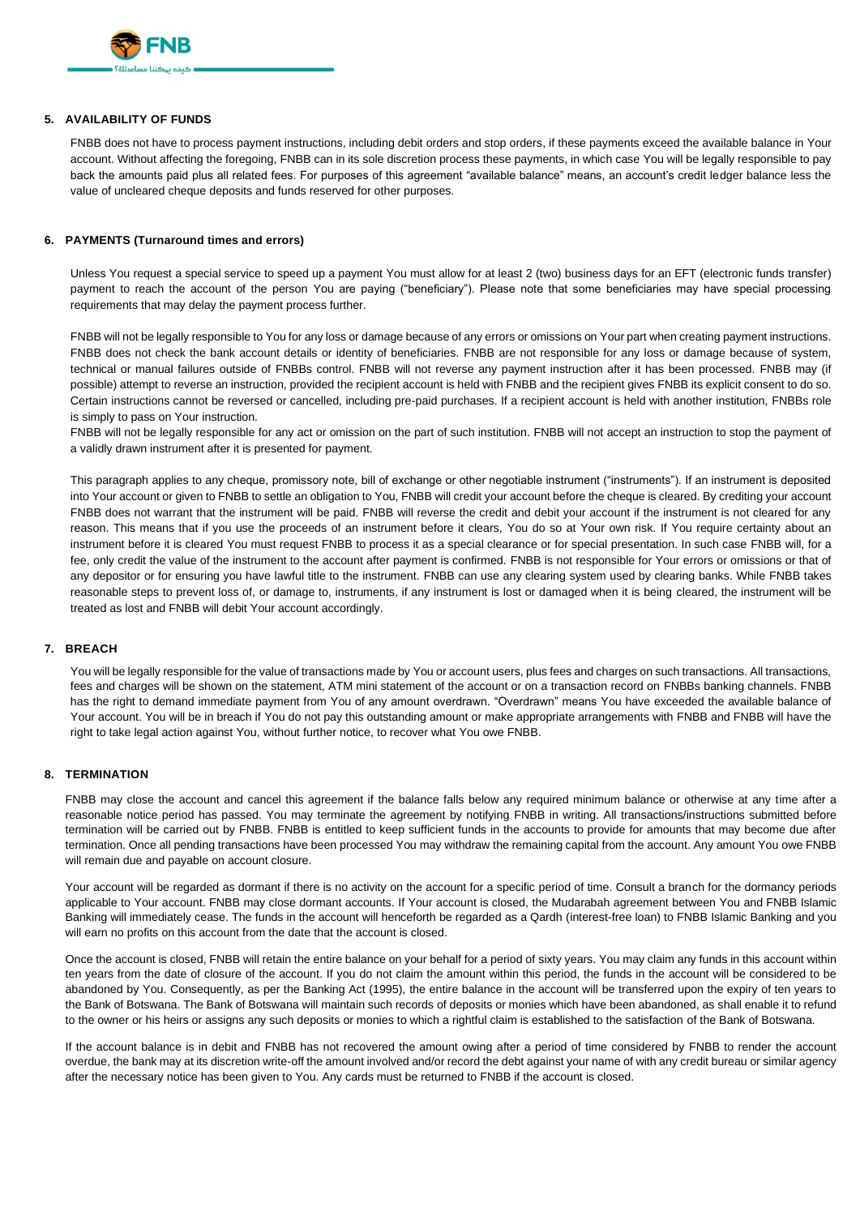## 5. AVAILABILITY OF FUNDS

FNBB does not have to process payment instructions, including debit orders and stop orders, if these payments exceed the available balance in Your account. Without affecting the foregoing, FNBB can in its sole discretion process these payments, in which case You will be legally responsible to pay back the amounts paid plus all related fees. For purposes of this agreement "available balance" means, an account's credit ledger balance less the value of uncleared cheque deposits and funds reserved for other purposes.

## 6. PAYMENTS (Turnaround times and errors)

Unless You request a special service to speed up a payment You must allow for at least 2 (two) business days for an EFT (electronic funds transfer) payment to reach the account of the person You are paying ("beneficiary"). Please note that some beneficiaries may have special processing requirements that may delay the payment process further.

FNBB will not be legally responsible to You for any loss or damage because of any errors or omissions on Your part when creating payment instructions. FNBB does not check the bank account details or identity of beneficiaries. FNBB are not responsible for any loss or damage because of system, technical or manual failures outside of FNBBs control. FNBB will not reverse any payment instruction after it has been processed. FNBB may (if possible) attempt to reverse an instruction, provided the recipient account is held with FNBB and the recipient gives FNBB its explicit consent to do so. Certain instructions cannot be reversed or cancelled, including pre-paid purchases. If a recipient account is held with another institution, FNBBs role is simply to pass on Your instruction.

FNBB will not be legally responsible for any act or omission on the part of such institution. FNBB will not accept an instruction to stop the payment of a validly drawn instrument after it is presented for payment.

This paragraph applies to any cheque, promissory note, bill of exchange or other negotiable instrument ("instruments"). If an instrument is deposited into Your account or given to FNBB to settle an obligation to You, FNBB will credit your account before the cheque is cleared. By crediting your account FNBB does not warrant that the instrument will be paid. FNBB will reverse the credit and debit your account if the instrument is not cleared for any reason. This means that if you use the proceeds of an instrument before it clears, You do so at Your own risk. If You require certainty about an instrument before it is cleared You must request FNBB to process it as a special clearance or for special presentation. In such case FNBB will, for a fee, only credit the value of the instrument to the account after payment is confirmed. FNBB is not responsible for Your errors or omissions or that of any depositor or for ensuring you have lawful title to the instrument. FNBB can use any clearing system used by clearing banks. While FNBB takes reasonable steps to prevent loss of, or damage to, instruments, if any instrument is lost or damaged when it is being cleared, the instrument will be treated as lost and FNBB will debit Your account accordingly.

## 7. BREACH

You will be legally responsible for the value of transactions made by You or account users, plus fees and charges on such transactions. All transactions, fees and charges will be shown on the statement, ATM mini statement of the account or on a transaction record on FNBBs banking channels. FNBB has the right to demand immediate payment from You of any amount overdrawn. "Overdrawn" means You have exceeded the available balance of Your account. You will be in breach if You do not pay this outstanding amount or make appropriate arrangements with FNBB and FNBB will have the right to take legal action against You, without further notice, to recover what You owe FNBB.

## 8. TERMINATION

FNBB may close the account and cancel this agreement if the balance falls below any required minimum balance or otherwise at any time after a reasonable notice period has passed. You may terminate the agreement by notifying FNBB in writing. All transactions/instructions submitted before termination will be carried out by FNBB. FNBB is entitled to keep sufficient funds in the accounts to provide for amounts that may become due after termination. Once all pending transactions have been processed You may withdraw the remaining capital from the account. Any amount You owe FNBB will remain due and payable on account closure.

Your account will be regarded as dormant if there is no activity on the account for a specific period of time. Consult a branch for the dormancy periods applicable to Your account. FNBB may close dormant accounts. If Your account is closed, the Mudarabah agreement between You and FNBB Islamic Banking will immediately cease. The funds in the account will henceforth be regarded as a Qardh (interest-free loan) to FNBB Islamic Banking and you will earn no profits on this account from the date that the account is closed.

Once the account is closed, FNBB will retain the entire balance on your behalf for a period of sixty years. You may claim any funds in this account within ten years from the date of closure of the account. If you do not claim the amount within this period, the funds in the account will be considered to be abandoned by You. Consequently, as per the Banking Act (1995), the entire balance in the account will be transferred upon the expiry of ten years to the Bank of Botswana. The Bank of Botswana will maintain such records of deposits or monies which have been abandoned, as shall enable it to refund to the owner or his heirs or assigns any such deposits or monies to which a rightful claim is established to the satisfaction of the Bank of Botswana.

If the account balance is in debit and FNBB has not recovered the amount owing after a period of time considered by FNBB to render the account overdue, the bank may at its discretion write-off the amount involved and/or record the debt against your name of with any credit bureau or similar agency after the necessary notice has been given to You. Any cards must be returned to FNBB if the account is closed.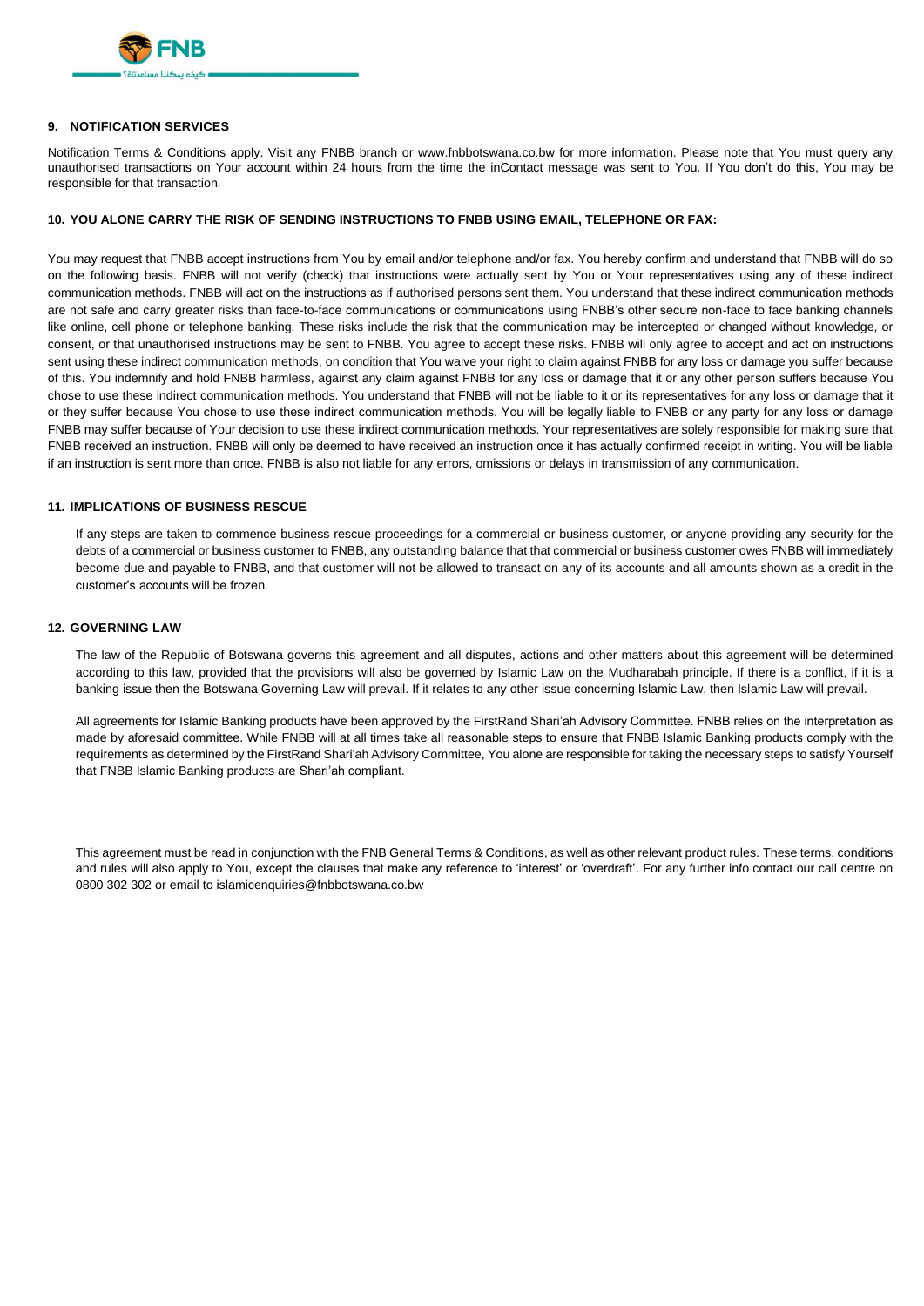## 9. NOTIFICATION SERVICES

Notification Terms & Conditions apply. Visit any FNBB branch or www.fnbbotswana.co.bw for more information. Please note that You must query any unauthorised transactions on Your account within 24 hours from the time the inContact message was sent to You. If You don't do this, You may be responsible for that transaction.

## 10. YOU ALONE CARRY THE RISK OF SENDING INSTRUCTIONS TO FNBB USING EMAIL, TELEPHONE OR FAX:

You may request that FNBB accept instructions from You by email and/or telephone and/or fax. You hereby confirm and understand that FNBB will do so on the following basis. FNBB will not verify (check) that instructions were actually sent by You or Your representatives using any of these indirect communication methods. FNBB will act on the instructions as if authorised persons sent them. You understand that these indirect communication methods are not safe and carry greater risks than face-to-face communications or communications using FNBB's other secure non-face to face banking channels like online, cell phone or telephone banking. These risks include the risk that the communication may be intercepted or changed without knowledge, or consent, or that unauthorised instructions may be sent to FNBB. You agree to accept these risks. FNBB will only agree to accept and act on instructions sent using these indirect communication methods, on condition that You waive your right to claim against FNBB for any loss or damage you suffer because of this. You indemnify and hold FNBB harmless, against any claim against FNBB for any loss or damage that it or any other person suffers because You chose to use these indirect communication methods. You understand that FNBB will not be liable to it or its representatives for any loss or damage that it or they suffer because You chose to use these indirect communication methods. You will be legally liable to FNBB or any party for any loss or damage FNBB may suffer because of Your decision to use these indirect communication methods. Your representatives are solely responsible for making sure that FNBB received an instruction. FNBB will only be deemed to have received an instruction once it has actually confirmed receipt in writing. You will be liable if an instruction is sent more than once. FNBB is also not liable for any errors, omissions or delays in transmission of any communication.

## 11. IMPLICATIONS OF BUSINESS RESCUE

If any steps are taken to commence business rescue proceedings for a commercial or business customer, or anyone providing any security for the debts of a commercial or business customer to FNBB, any outstanding balance that that commercial or business customer owes FNBB will immediately become due and payable to FNBB, and that customer will not be allowed to transact on any of its accounts and all amounts shown as a credit in the customer's accounts will be frozen.

## 12. GOVERNING LAW

The law of the Republic of Botswana governs this agreement and all disputes, actions and other matters about this agreement will be determined according to this law, provided that the provisions will also be governed by Islamic Law on the Mudharabah principle. If there is a conflict, if it is a banking issue then the Botswana Governing Law will prevail. If it relates to any other issue concerning Islamic Law, then Islamic Law will prevail.

All agreements for Islamic Banking products have been approved by the FirstRand Shari'ah Advisory Committee. FNBB relies on the interpretation as made by aforesaid committee. While FNBB will at all times take all reasonable steps to ensure that FNBB Islamic Banking products comply with the requirements as determined by the FirstRand Shari'ah Advisory Committee, You alone are responsible for taking the necessary steps to satisfy Yourself that FNBB Islamic Banking products are Shari'ah compliant.

This agreement must be read in conjunction with the FNB General Terms & Conditions, as well as other relevant product rules. These terms, conditions and rules will also apply to You, except the clauses that make any reference to 'interest' or 'overdraft'. For any further info contact our call centre on 0800 302 302 or email to islamicenquiries@fnbbotswana.co.bw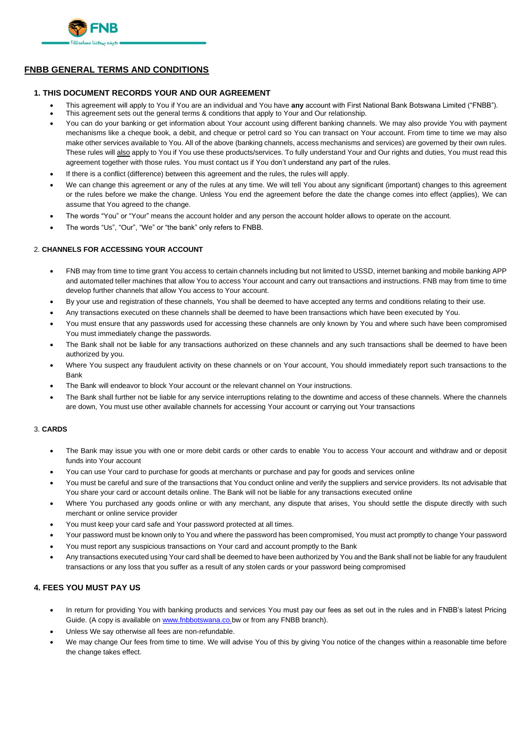## FNBB GENERAL TERMS AND CONDITIONS

### 1. THIS DOCUMENT RECORDS YOUR AND OUR AGREEMENT

- This agreement will apply to You if You are an individual and You have **any** account with First National Bank Botswana Limited ("FNBB").
- This agreement sets out the general terms & conditions that apply to Your and Our relationship.
- You can do your banking or get information about Your account using different banking channels. We may also provide You with payment mechanisms like a cheque book, a debit, and cheque or petrol card so You can transact on Your account. From time to time we may also make other services available to You. All of the above (banking channels, access mechanisms and services) are governed by their own rules. These rules will also apply to You if You use these products/services. To fully understand Your and Our rights and duties, You must read this agreement together with those rules. You must contact us if You don't understand any part of the rules.
- If there is a conflict (difference) between this agreement and the rules, the rules will apply.
- We can change this agreement or any of the rules at any time. We will tell You about any significant (important) changes to this agreement or the rules before we make the change. Unless You end the agreement before the date the change comes into effect (applies), We can assume that You agreed to the change.
- The words "You" or "Your" means the account holder and any person the account holder allows to operate on the account.
- The words "Us", "Our", "We" or "the bank" only refers to FNBB.

### 2. CHANNELS FOR ACCESSING YOUR ACCOUNT

- FNB may from time to time grant You access to certain channels including but not limited to USSD, internet banking and mobile banking APP and automated teller machines that allow You to access Your account and carry out transactions and instructions. FNB may from time to time develop further channels that allow You access to Your account.
- By your use and registration of these channels, You shall be deemed to have accepted any terms and conditions relating to their use.
- Any transactions executed on these channels shall be deemed to have been transactions which have been executed by You.
- You must ensure that any passwords used for accessing these channels are only known by You and where such have been compromised You must immediately change the passwords.
- The Bank shall not be liable for any transactions authorized on these channels and any such transactions shall be deemed to have been authorized by you.
- Where You suspect any fraudulent activity on these channels or on Your account, You should immediately report such transactions to the Bank
- The Bank will endeavor to block Your account or the relevant channel on Your instructions.
- The Bank shall further not be liable for any service interruptions relating to the downtime and access of these channels. Where the channels are down, You must use other available channels for accessing Your account or carrying out Your transactions

### 3. CARDS

- The Bank may issue you with one or more debit cards or other cards to enable You to access Your account and withdraw and or deposit funds into Your account
- You can use Your card to purchase for goods at merchants or purchase and pay for goods and services online
- You must be careful and sure of the transactions that You conduct online and verify the suppliers and service providers. Its not advisable that You share your card or account details online. The Bank will not be liable for any transactions executed online
- Where You purchased any goods online or with any merchant, any dispute that arises, You should settle the dispute directly with such merchant or online service provider
- You must keep your card safe and Your password protected at all times.
- Your password must be known only to You and where the password has been compromised, You must act promptly to change Your password
- You must report any suspicious transactions on Your card and account promptly to the Bank
- Any transactions executed using Your card shall be deemed to have been authorized by You and the Bank shall not be liable for any fraudulent transactions or any loss that you suffer as a result of any stolen cards or your password being compromised

### 4. FEES YOU MUST PAY US

- In return for providing You with banking products and services You must pay our fees as set out in the rules and in FNBB's latest Pricing Guide. (A copy is available on www.fnbbotswana.co.bw or from any FNBB branch).
- Unless We say otherwise all fees are non-refundable.
- We may change Our fees from time to time. We will advise You of this by giving You notice of the changes within a reasonable time before the change takes effect.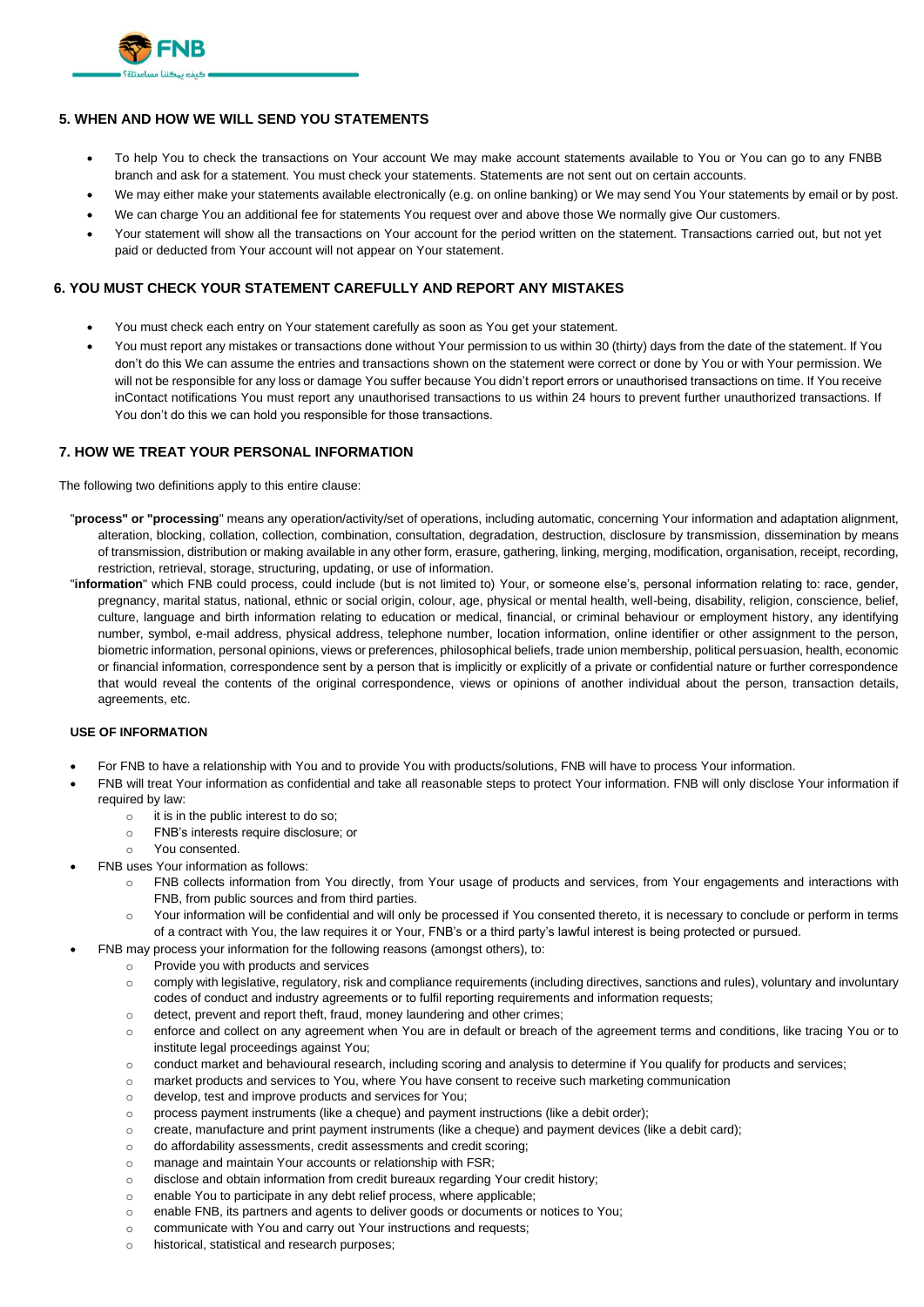## 5. WHEN AND HOW WE WILL SEND YOU STATEMENTS

- To help You to check the transactions on Your account We may make account statements available to You or You can go to any FNBB branch and ask for a statement. You must check your statements. Statements are not sent out on certain accounts.
- We may either make your statements available electronically (e.g. on online banking) or We may send You Your statements by email or by post.
- We can charge You an additional fee for statements You request over and above those We normally give Our customers.
- Your statement will show all the transactions on Your account for the period written on the statement. Transactions carried out, but not yet paid or deducted from Your account will not appear on Your statement.

## 6. YOU MUST CHECK YOUR STATEMENT CAREFULLY AND REPORT ANY MISTAKES

- You must check each entry on Your statement carefully as soon as You get your statement.
- You must report any mistakes or transactions done without Your permission to us within 30 (thirty) days from the date of the statement. If You don't do this We can assume the entries and transactions shown on the statement were correct or done by You or with Your permission. We will not be responsible for any loss or damage You suffer because You didn't report errors or unauthorised transactions on time. If You receive inContact notifications You must report any unauthorised transactions to us within 24 hours to prevent further unauthorized transactions. If You don't do this we can hold you responsible for those transactions.

## 7. HOW WE TREAT YOUR PERSONAL INFORMATION

The following two definitions apply to this entire clause:

"**process" or "processing**" means any operation/activity/set of operations, including automatic, concerning Your information and adaptation alignment, alteration, blocking, collation, collection, combination, consultation, degradation, destruction, disclosure by transmission, dissemination by means of transmission, distribution or making available in any other form, erasure, gathering, linking, merging, modification, organisation, receipt, recording, restriction, retrieval, storage, structuring, updating, or use of information.

"**information**" which FNB could process, could include (but is not limited to) Your, or someone else's, personal information relating to: race, gender, pregnancy, marital status, national, ethnic or social origin, colour, age, physical or mental health, well-being, disability, religion, conscience, belief, culture, language and birth information relating to education or medical, financial, or criminal behaviour or employment history, any identifying number, symbol, e-mail address, physical address, telephone number, location information, online identifier or other assignment to the person, biometric information, personal opinions, views or preferences, philosophical beliefs, trade union membership, political persuasion, health, economic or financial information, correspondence sent by a person that is implicitly or explicitly of a private or confidential nature or further correspondence that would reveal the contents of the original correspondence, views or opinions of another individual about the person, transaction details, agreements, etc.

### USE OF INFORMATION

- For FNB to have a relationship with You and to provide You with products/solutions, FNB will have to process Your information.
- FNB will treat Your information as confidential and take all reasonable steps to protect Your information. FNB will only disclose Your information if required by law:
  - it is in the public interest to do so;
  - FNB's interests require disclosure; or
  - You consented.
- FNB uses Your information as follows:
  - FNB collects information from You directly, from Your usage of products and services, from Your engagements and interactions with FNB, from public sources and from third parties.
  - Your information will be confidential and will only be processed if You consented thereto, it is necessary to conclude or perform in terms of a contract with You, the law requires it or Your, FNB's or a third party's lawful interest is being protected or pursued.
- FNB may process your information for the following reasons (amongst others), to:
  - Provide you with products and services
  - comply with legislative, regulatory, risk and compliance requirements (including directives, sanctions and rules), voluntary and involuntary codes of conduct and industry agreements or to fulfil reporting requirements and information requests;
  - detect, prevent and report theft, fraud, money laundering and other crimes;
  - enforce and collect on any agreement when You are in default or breach of the agreement terms and conditions, like tracing You or to institute legal proceedings against You;
  - conduct market and behavioural research, including scoring and analysis to determine if You qualify for products and services;
  - market products and services to You, where You have consent to receive such marketing communication
  - develop, test and improve products and services for You;
  - process payment instruments (like a cheque) and payment instructions (like a debit order);
  - create, manufacture and print payment instruments (like a cheque) and payment devices (like a debit card);
  - do affordability assessments, credit assessments and credit scoring;
  - manage and maintain Your accounts or relationship with FSR;
  - disclose and obtain information from credit bureaux regarding Your credit history;
  - enable You to participate in any debt relief process, where applicable;
  - enable FNB, its partners and agents to deliver goods or documents or notices to You;
  - communicate with You and carry out Your instructions and requests;
  - historical, statistical and research purposes;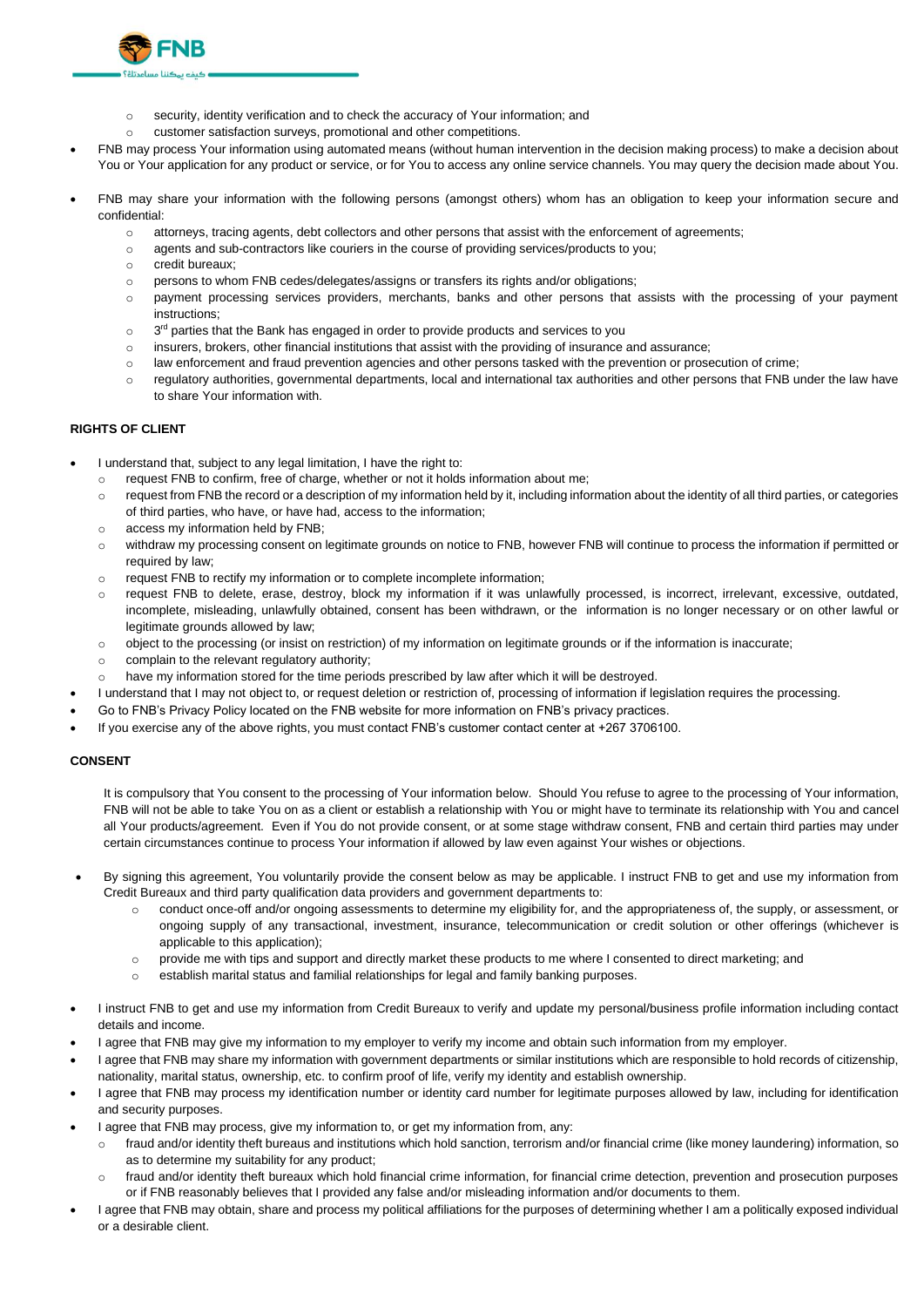- security, identity verification and to check the accuracy of Your information; and
- customer satisfaction surveys, promotional and other competitions.

- FNB may process Your information using automated means (without human intervention in the decision making process) to make a decision about You or Your application for any product or service, or for You to access any online service channels. You may query the decision made about You.

- FNB may share your information with the following persons (amongst others) whom has an obligation to keep your information secure and confidential:
  - attorneys, tracing agents, debt collectors and other persons that assist with the enforcement of agreements;
  - agents and sub-contractors like couriers in the course of providing services/products to you;
  - credit bureaux;
  - persons to whom FNB cedes/delegates/assigns or transfers its rights and/or obligations;
  - payment processing services providers, merchants, banks and other persons that assists with the processing of your payment instructions;
  - 3rd parties that the Bank has engaged in order to provide products and services to you
  - insurers, brokers, other financial institutions that assist with the providing of insurance and assurance;
  - law enforcement and fraud prevention agencies and other persons tasked with the prevention or prosecution of crime;
  - regulatory authorities, governmental departments, local and international tax authorities and other persons that FNB under the law have to share Your information with.

**RIGHTS OF CLIENT**

- I understand that, subject to any legal limitation, I have the right to:
  - request FNB to confirm, free of charge, whether or not it holds information about me;
  - request from FNB the record or a description of my information held by it, including information about the identity of all third parties, or categories of third parties, who have, or have had, access to the information;
  - access my information held by FNB;
  - withdraw my processing consent on legitimate grounds on notice to FNB, however FNB will continue to process the information if permitted or required by law;
  - request FNB to rectify my information or to complete incomplete information;
  - request FNB to delete, erase, destroy, block my information if it was unlawfully processed, is incorrect, irrelevant, excessive, outdated, incomplete, misleading, unlawfully obtained, consent has been withdrawn, or the information is no longer necessary or on other lawful or legitimate grounds allowed by law;
  - object to the processing (or insist on restriction) of my information on legitimate grounds or if the information is inaccurate;
  - complain to the relevant regulatory authority;
  - have my information stored for the time periods prescribed by law after which it will be destroyed.
- I understand that I may not object to, or request deletion or restriction of, processing of information if legislation requires the processing.
- Go to FNB's Privacy Policy located on the FNB website for more information on FNB's privacy practices.
- If you exercise any of the above rights, you must contact FNB's customer contact center at +267 3706100.

**CONSENT**

It is compulsory that You consent to the processing of Your information below. Should You refuse to agree to the processing of Your information, FNB will not be able to take You on as a client or establish a relationship with You or might have to terminate its relationship with You and cancel all Your products/agreement. Even if You do not provide consent, or at some stage withdraw consent, FNB and certain third parties may under certain circumstances continue to process Your information if allowed by law even against Your wishes or objections.

- By signing this agreement, You voluntarily provide the consent below as may be applicable. I instruct FNB to get and use my information from Credit Bureaux and third party qualification data providers and government departments to:
  - conduct once-off and/or ongoing assessments to determine my eligibility for, and the appropriateness of, the supply, or assessment, or ongoing supply of any transactional, investment, insurance, telecommunication or credit solution or other offerings (whichever is applicable to this application);
  - provide me with tips and support and directly market these products to me where I consented to direct marketing; and
  - establish marital status and familial relationships for legal and family banking purposes.

- I instruct FNB to get and use my information from Credit Bureaux to verify and update my personal/business profile information including contact details and income.
- I agree that FNB may give my information to my employer to verify my income and obtain such information from my employer.
- I agree that FNB may share my information with government departments or similar institutions which are responsible to hold records of citizenship, nationality, marital status, ownership, etc. to confirm proof of life, verify my identity and establish ownership.
- I agree that FNB may process my identification number or identity card number for legitimate purposes allowed by law, including for identification and security purposes.
- I agree that FNB may process, give my information to, or get my information from, any:
  - fraud and/or identity theft bureaus and institutions which hold sanction, terrorism and/or financial crime (like money laundering) information, so as to determine my suitability for any product;
  - fraud and/or identity theft bureaux which hold financial crime information, for financial crime detection, prevention and prosecution purposes or if FNB reasonably believes that I provided any false and/or misleading information and/or documents to them.
- I agree that FNB may obtain, share and process my political affiliations for the purposes of determining whether I am a politically exposed individual or a desirable client.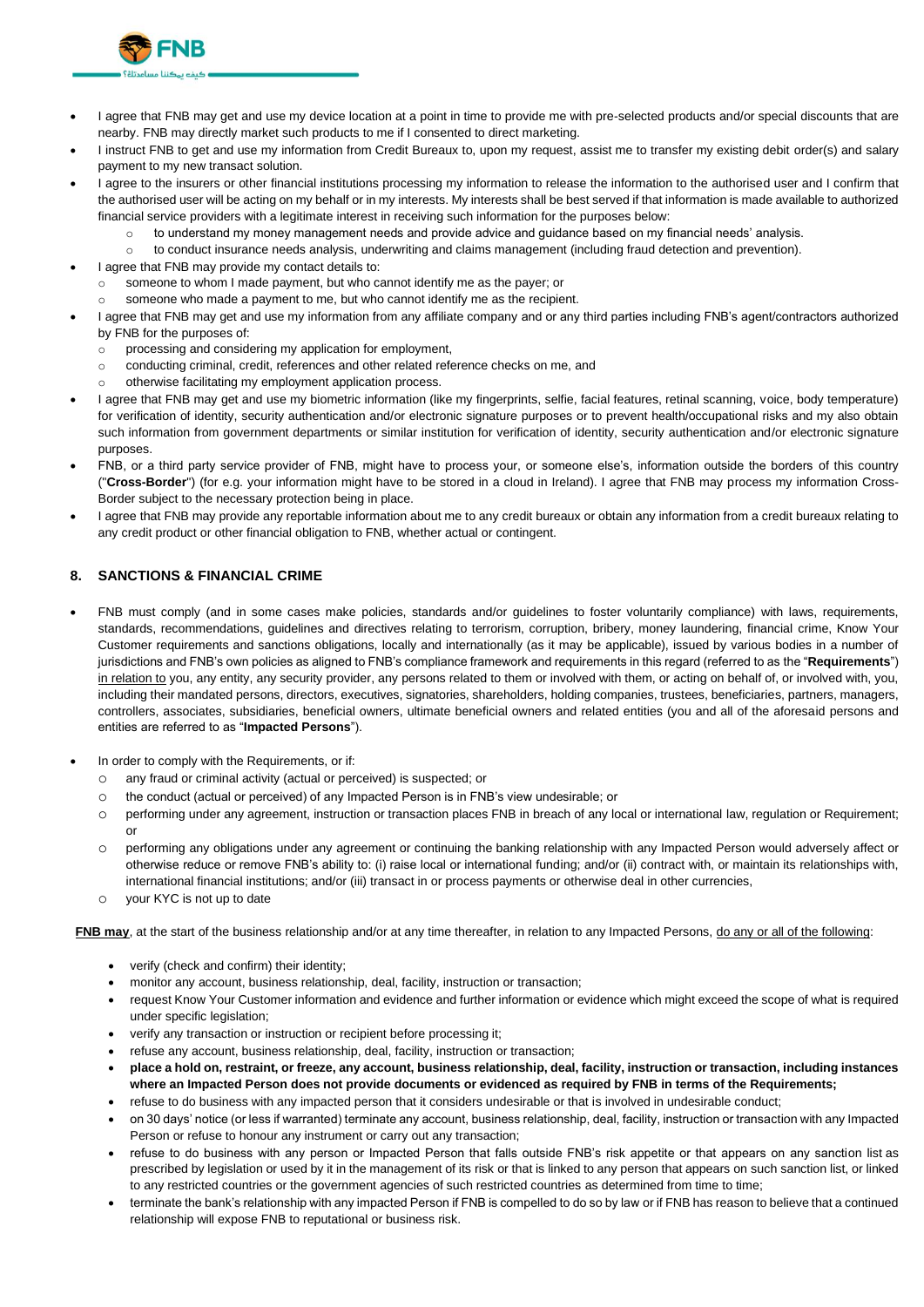- I agree that FNB may get and use my device location at a point in time to provide me with pre-selected products and/or special discounts that are nearby. FNB may directly market such products to me if I consented to direct marketing.
- I instruct FNB to get and use my information from Credit Bureaux to, upon my request, assist me to transfer my existing debit order(s) and salary payment to my new transact solution.
- I agree to the insurers or other financial institutions processing my information to release the information to the authorised user and I confirm that the authorised user will be acting on my behalf or in my interests. My interests shall be best served if that information is made available to authorized financial service providers with a legitimate interest in receiving such information for the purposes below:
  - to understand my money management needs and provide advice and guidance based on my financial needs' analysis.
  - to conduct insurance needs analysis, underwriting and claims management (including fraud detection and prevention).
- I agree that FNB may provide my contact details to:
  - someone to whom I made payment, but who cannot identify me as the payer; or
  - someone who made a payment to me, but who cannot identify me as the recipient.
- I agree that FNB may get and use my information from any affiliate company and or any third parties including FNB's agent/contractors authorized by FNB for the purposes of:
  - processing and considering my application for employment,
  - conducting criminal, credit, references and other related reference checks on me, and
  - otherwise facilitating my employment application process.
- I agree that FNB may get and use my biometric information (like my fingerprints, selfie, facial features, retinal scanning, voice, body temperature) for verification of identity, security authentication and/or electronic signature purposes or to prevent health/occupational risks and my also obtain such information from government departments or similar institution for verification of identity, security authentication and/or electronic signature purposes.
- FNB, or a third party service provider of FNB, might have to process your, or someone else's, information outside the borders of this country ("**Cross-Border**") (for e.g. your information might have to be stored in a cloud in Ireland). I agree that FNB may process my information Cross-Border subject to the necessary protection being in place.
- I agree that FNB may provide any reportable information about me to any credit bureaux or obtain any information from a credit bureaux relating to any credit product or other financial obligation to FNB, whether actual or contingent.

## 8. SANCTIONS & FINANCIAL CRIME

- FNB must comply (and in some cases make policies, standards and/or guidelines to foster voluntarily compliance) with laws, requirements, standards, recommendations, guidelines and directives relating to terrorism, corruption, bribery, money laundering, financial crime, Know Your Customer requirements and sanctions obligations, locally and internationally (as it may be applicable), issued by various bodies in a number of jurisdictions and FNB's own policies as aligned to FNB's compliance framework and requirements in this regard (referred to as the "**Requirements**") in relation to you, any entity, any security provider, any persons related to them or involved with them, or acting on behalf of, or involved with, you, including their mandated persons, directors, executives, signatories, shareholders, holding companies, trustees, beneficiaries, partners, managers, controllers, associates, subsidiaries, beneficial owners, ultimate beneficial owners and related entities (you and all of the aforesaid persons and entities are referred to as "**Impacted Persons**").

- In order to comply with the Requirements, or if:
  - any fraud or criminal activity (actual or perceived) is suspected; or
  - the conduct (actual or perceived) of any Impacted Person is in FNB's view undesirable; or
  - performing under any agreement, instruction or transaction places FNB in breach of any local or international law, regulation or Requirement; or
  - performing any obligations under any agreement or continuing the banking relationship with any Impacted Person would adversely affect or otherwise reduce or remove FNB's ability to: (i) raise local or international funding; and/or (ii) contract with, or maintain its relationships with, international financial institutions; and/or (iii) transact in or process payments or otherwise deal in other currencies,
  - your KYC is not up to date

**FNB may**, at the start of the business relationship and/or at any time thereafter, in relation to any Impacted Persons, do any or all of the following:

- verify (check and confirm) their identity;
- monitor any account, business relationship, deal, facility, instruction or transaction;
- request Know Your Customer information and evidence and further information or evidence which might exceed the scope of what is required under specific legislation;
- verify any transaction or instruction or recipient before processing it;
- refuse any account, business relationship, deal, facility, instruction or transaction;
- **place a hold on, restraint, or freeze, any account, business relationship, deal, facility, instruction or transaction, including instances where an Impacted Person does not provide documents or evidenced as required by FNB in terms of the Requirements;**
- refuse to do business with any impacted person that it considers undesirable or that is involved in undesirable conduct;
- on 30 days' notice (or less if warranted) terminate any account, business relationship, deal, facility, instruction or transaction with any Impacted Person or refuse to honour any instrument or carry out any transaction;
- refuse to do business with any person or Impacted Person that falls outside FNB's risk appetite or that appears on any sanction list as prescribed by legislation or used by it in the management of its risk or that is linked to any person that appears on such sanction list, or linked to any restricted countries or the government agencies of such restricted countries as determined from time to time;
- terminate the bank's relationship with any impacted Person if FNB is compelled to do so by law or if FNB has reason to believe that a continued relationship will expose FNB to reputational or business risk.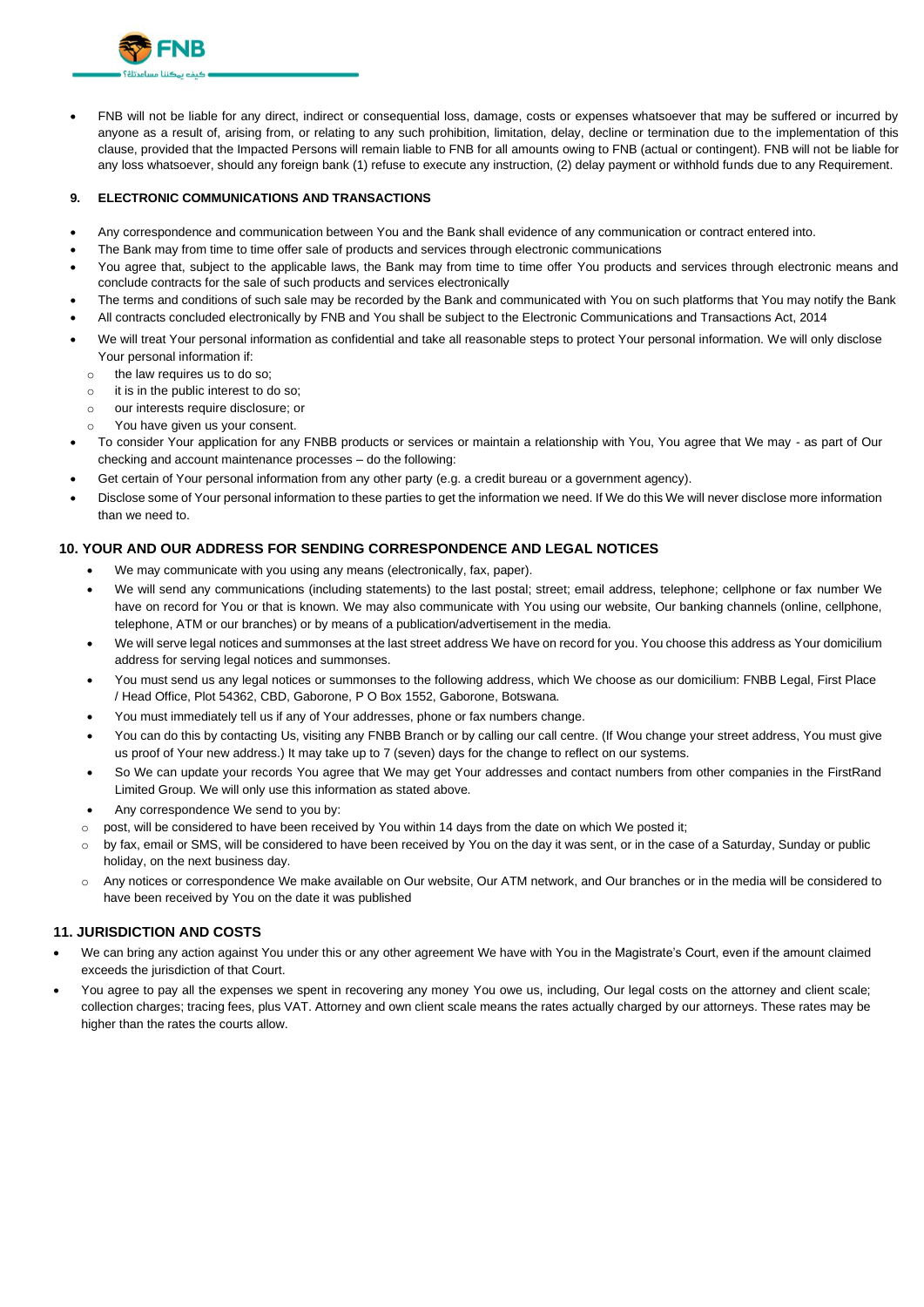- FNB will not be liable for any direct, indirect or consequential loss, damage, costs or expenses whatsoever that may be suffered or incurred by anyone as a result of, arising from, or relating to any such prohibition, limitation, delay, decline or termination due to the implementation of this clause, provided that the Impacted Persons will remain liable to FNB for all amounts owing to FNB (actual or contingent). FNB will not be liable for any loss whatsoever, should any foreign bank (1) refuse to execute any instruction, (2) delay payment or withhold funds due to any Requirement.

**9. ELECTRONIC COMMUNICATIONS AND TRANSACTIONS**

- Any correspondence and communication between You and the Bank shall evidence of any communication or contract entered into.
- The Bank may from time to time offer sale of products and services through electronic communications
- You agree that, subject to the applicable laws, the Bank may from time to time offer You products and services through electronic means and conclude contracts for the sale of such products and services electronically
- The terms and conditions of such sale may be recorded by the Bank and communicated with You on such platforms that You may notify the Bank
- All contracts concluded electronically by FNB and You shall be subject to the Electronic Communications and Transactions Act, 2014
- We will treat Your personal information as confidential and take all reasonable steps to protect Your personal information. We will only disclose Your personal information if:
  - the law requires us to do so;
  - it is in the public interest to do so;
  - our interests require disclosure; or
  - You have given us your consent.
- To consider Your application for any FNBB products or services or maintain a relationship with You, You agree that We may - as part of Our checking and account maintenance processes – do the following:
- Get certain of Your personal information from any other party (e.g. a credit bureau or a government agency).
- Disclose some of Your personal information to these parties to get the information we need. If We do this We will never disclose more information than we need to.

## 10. YOUR AND OUR ADDRESS FOR SENDING CORRESPONDENCE AND LEGAL NOTICES

- We may communicate with you using any means (electronically, fax, paper).
- We will send any communications (including statements) to the last postal; street; email address, telephone; cellphone or fax number We have on record for You or that is known. We may also communicate with You using our website, Our banking channels (online, cellphone, telephone, ATM or our branches) or by means of a publication/advertisement in the media.
- We will serve legal notices and summonses at the last street address We have on record for you. You choose this address as Your domicilium address for serving legal notices and summonses.
- You must send us any legal notices or summonses to the following address, which We choose as our domicilium: FNBB Legal, First Place / Head Office, Plot 54362, CBD, Gaborone, P O Box 1552, Gaborone, Botswana.
- You must immediately tell us if any of Your addresses, phone or fax numbers change.
- You can do this by contacting Us, visiting any FNBB Branch or by calling our call centre. (If Wou change your street address, You must give us proof of Your new address.) It may take up to 7 (seven) days for the change to reflect on our systems.
- So We can update your records You agree that We may get Your addresses and contact numbers from other companies in the FirstRand Limited Group. We will only use this information as stated above.
- Any correspondence We send to you by:
  - post, will be considered to have been received by You within 14 days from the date on which We posted it;
  - by fax, email or SMS, will be considered to have been received by You on the day it was sent, or in the case of a Saturday, Sunday or public holiday, on the next business day.
  - Any notices or correspondence We make available on Our website, Our ATM network, and Our branches or in the media will be considered to have been received by You on the date it was published

## 11. JURISDICTION AND COSTS

- We can bring any action against You under this or any other agreement We have with You in the Magistrate's Court, even if the amount claimed exceeds the jurisdiction of that Court.
- You agree to pay all the expenses we spent in recovering any money You owe us, including, Our legal costs on the attorney and client scale; collection charges; tracing fees, plus VAT. Attorney and own client scale means the rates actually charged by our attorneys. These rates may be higher than the rates the courts allow.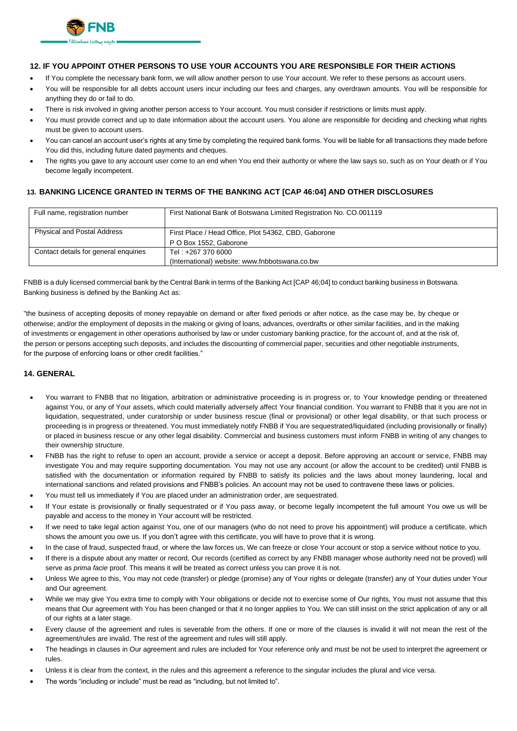## 12. IF YOU APPOINT OTHER PERSONS TO USE YOUR ACCOUNTS YOU ARE RESPONSIBLE FOR THEIR ACTIONS

- If You complete the necessary bank form, we will allow another person to use Your account. We refer to these persons as account users.
- You will be responsible for all debts account users incur including our fees and charges, any overdrawn amounts. You will be responsible for anything they do or fail to do.
- There is risk involved in giving another person access to Your account. You must consider if restrictions or limits must apply.
- You must provide correct and up to date information about the account users. You alone are responsible for deciding and checking what rights must be given to account users.
- You can cancel an account user's rights at any time by completing the required bank forms. You will be liable for all transactions they made before You did this, including future dated payments and cheques.
- The rights you gave to any account user come to an end when You end their authority or where the law says so, such as on Your death or if You become legally incompetent.

## 13. BANKING LICENCE GRANTED IN TERMS OF THE BANKING ACT [CAP 46:04] AND OTHER DISCLOSURES

| Full name, registration number | First National Bank of Botswana Limited Registration No. CO.001119 |
|---|---|
| Physical and Postal Address | First Place / Head Office, Plot 54362, CBD, Gaborone<br>P O Box 1552, Gaborone |
| Contact details for general enquiries | Tel : +267 370 6000<br>(International) website: www.fnbbotswana.co.bw |

FNBB is a duly licensed commercial bank by the Central Bank in terms of the Banking Act [CAP 46;04] to conduct banking business in Botswana. Banking business is defined by the Banking Act as:

"the business of accepting deposits of money repayable on demand or after fixed periods or after notice, as the case may be, by cheque or otherwise; and/or the employment of deposits in the making or giving of loans, advances, overdrafts or other similar facilities, and in the making of investments or engagement in other operations authorised by law or under customary banking practice, for the account of, and at the risk of, the person or persons accepting such deposits, and includes the discounting of commercial paper, securities and other negotiable instruments, for the purpose of enforcing loans or other credit facilities."

## 14. GENERAL

- You warrant to FNBB that no litigation, arbitration or administrative proceeding is in progress or, to Your knowledge pending or threatened against You, or any of Your assets, which could materially adversely affect Your financial condition. You warrant to FNBB that it you are not in liquidation, sequestrated, under curatorship or under business rescue (final or provisional) or other legal disability, or that such process or proceeding is in progress or threatened. You must immediately notify FNBB if You are sequestrated/liquidated (including provisionally or finally) or placed in business rescue or any other legal disability. Commercial and business customers must inform FNBB in writing of any changes to their ownership structure.
- FNBB has the right to refuse to open an account, provide a service or accept a deposit. Before approving an account or service, FNBB may investigate You and may require supporting documentation. You may not use any account (or allow the account to be credited) until FNBB is satisfied with the documentation or information required by FNBB to satisfy its policies and the laws about money laundering, local and international sanctions and related provisions and FNBB's policies. An account may not be used to contravene these laws or policies.
- You must tell us immediately if You are placed under an administration order, are sequestrated.
- If Your estate is provisionally or finally sequestrated or if You pass away, or become legally incompetent the full amount You owe us will be payable and access to the money in Your account will be restricted.
- If we need to take legal action against You, one of our managers (who do not need to prove his appointment) will produce a certificate, which shows the amount you owe us. If you don't agree with this certificate, you will have to prove that it is wrong.
- In the case of fraud, suspected fraud, or where the law forces us, We can freeze or close Your account or stop a service without notice to you.
- If there is a dispute about any matter or record, Our records (certified as correct by any FNBB manager whose authority need not be proved) will serve as *prima facie* proof. This means it will be treated as correct unless you can prove it is not.
- Unless We agree to this, You may not cede (transfer) or pledge (promise) any of Your rights or delegate (transfer) any of Your duties under Your and Our agreement.
- While we may give You extra time to comply with Your obligations or decide not to exercise some of Our rights, You must not assume that this means that Our agreement with You has been changed or that it no longer applies to You. We can still insist on the strict application of any or all of our rights at a later stage.
- Every clause of the agreement and rules is severable from the others. If one or more of the clauses is invalid it will not mean the rest of the agreement/rules are invalid. The rest of the agreement and rules will still apply.
- The headings in clauses in Our agreement and rules are included for Your reference only and must be not be used to interpret the agreement or rules.
- Unless it is clear from the context, in the rules and this agreement a reference to the singular includes the plural and vice versa.
- The words "including or include" must be read as "including, but not limited to".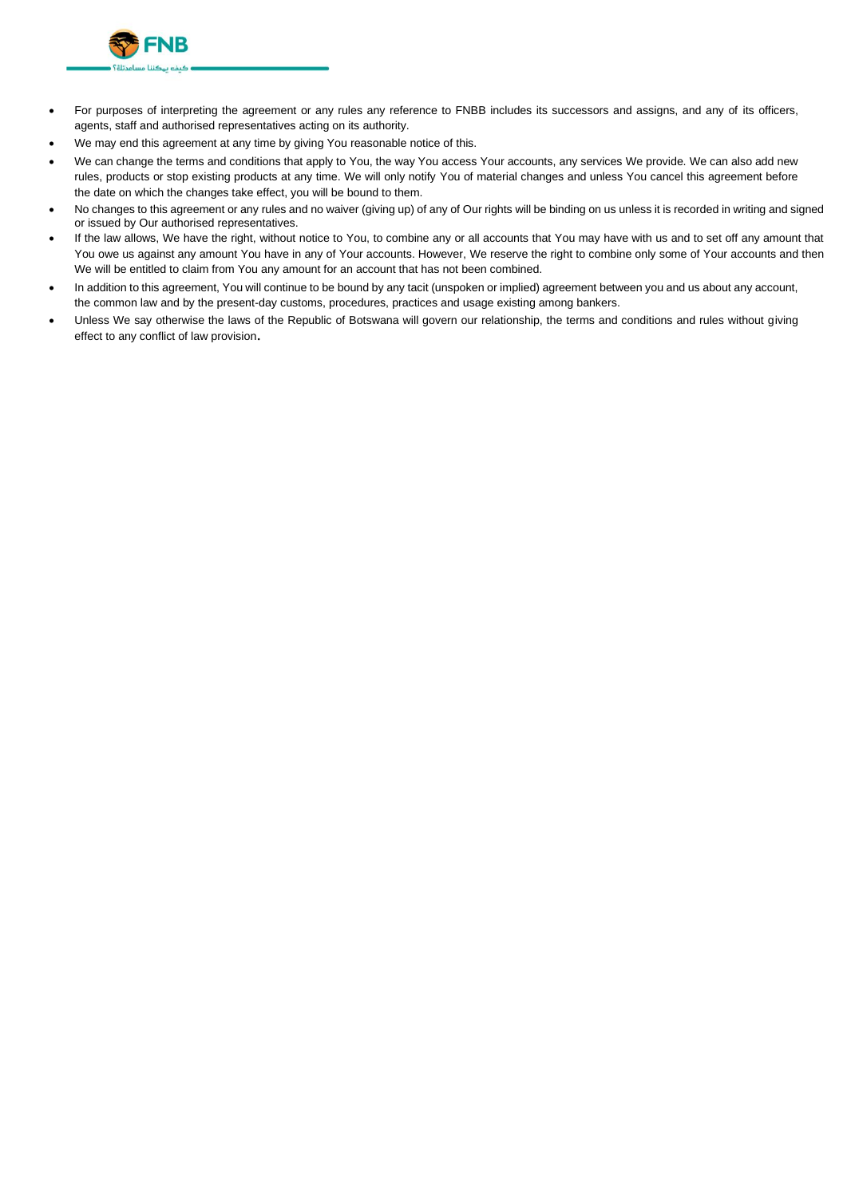- For purposes of interpreting the agreement or any rules any reference to FNBB includes its successors and assigns, and any of its officers, agents, staff and authorised representatives acting on its authority.
- We may end this agreement at any time by giving You reasonable notice of this.
- We can change the terms and conditions that apply to You, the way You access Your accounts, any services We provide. We can also add new rules, products or stop existing products at any time. We will only notify You of material changes and unless You cancel this agreement before the date on which the changes take effect, you will be bound to them.
- No changes to this agreement or any rules and no waiver (giving up) of any of Our rights will be binding on us unless it is recorded in writing and signed or issued by Our authorised representatives.
- If the law allows, We have the right, without notice to You, to combine any or all accounts that You may have with us and to set off any amount that You owe us against any amount You have in any of Your accounts. However, We reserve the right to combine only some of Your accounts and then We will be entitled to claim from You any amount for an account that has not been combined.
- In addition to this agreement, You will continue to be bound by any tacit (unspoken or implied) agreement between you and us about any account, the common law and by the present-day customs, procedures, practices and usage existing among bankers.
- Unless We say otherwise the laws of the Republic of Botswana will govern our relationship, the terms and conditions and rules without giving effect to any conflict of law provision.